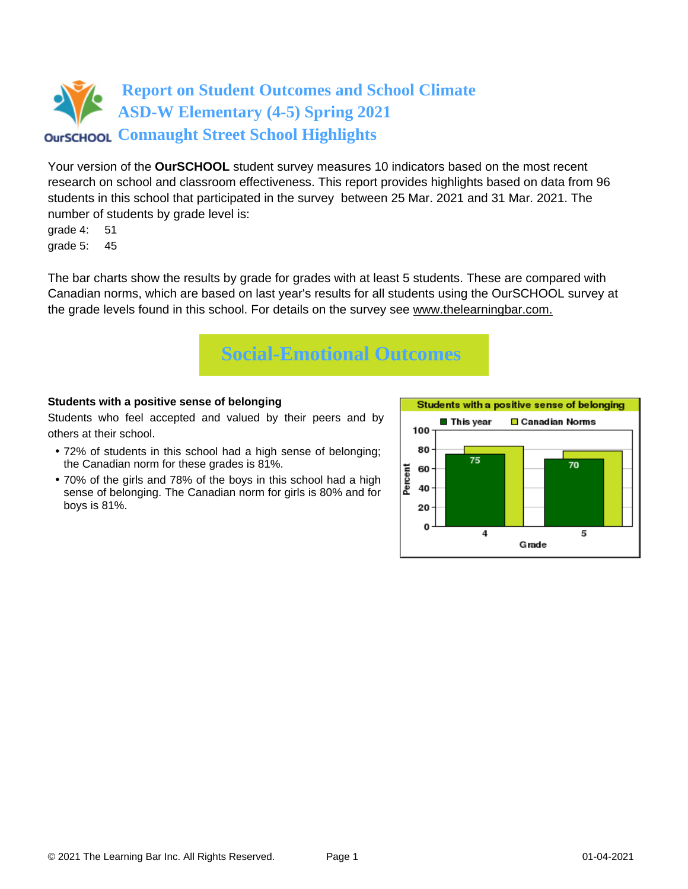# Report on Student Outcomes and School Climate
# ASD-W Elementary (4-5) Spring 2021
# Connaught Street School Highlights

Your version of the **OurSCHOOL** student survey measures 10 indicators based on the most recent research on school and classroom effectiveness. This report provides highlights based on data from 96 students in this school that participated in the survey between 25 Mar. 2021 and 31 Mar. 2021. The number of students by grade level is:

grade 4: 51
grade 5: 45

The bar charts show the results by grade for grades with at least 5 students. These are compared with Canadian norms, which are based on last year's results for all students using the OurSCHOOL survey at the grade levels found in this school. For details on the survey see www.thelearningbar.com.

## Social-Emotional Outcomes

**Students with a positive sense of belonging**

Students who feel accepted and valued by their peers and by others at their school.

- 72% of students in this school had a high sense of belonging; the Canadian norm for these grades is 81%.
- 70% of the girls and 78% of the boys in this school had a high sense of belonging. The Canadian norm for girls is 80% and for boys is 81%.

Students with a positive sense of belonging
This year
Canadian Norms
Percent
100
80
60
40
20
0
75
70
4
5
Grade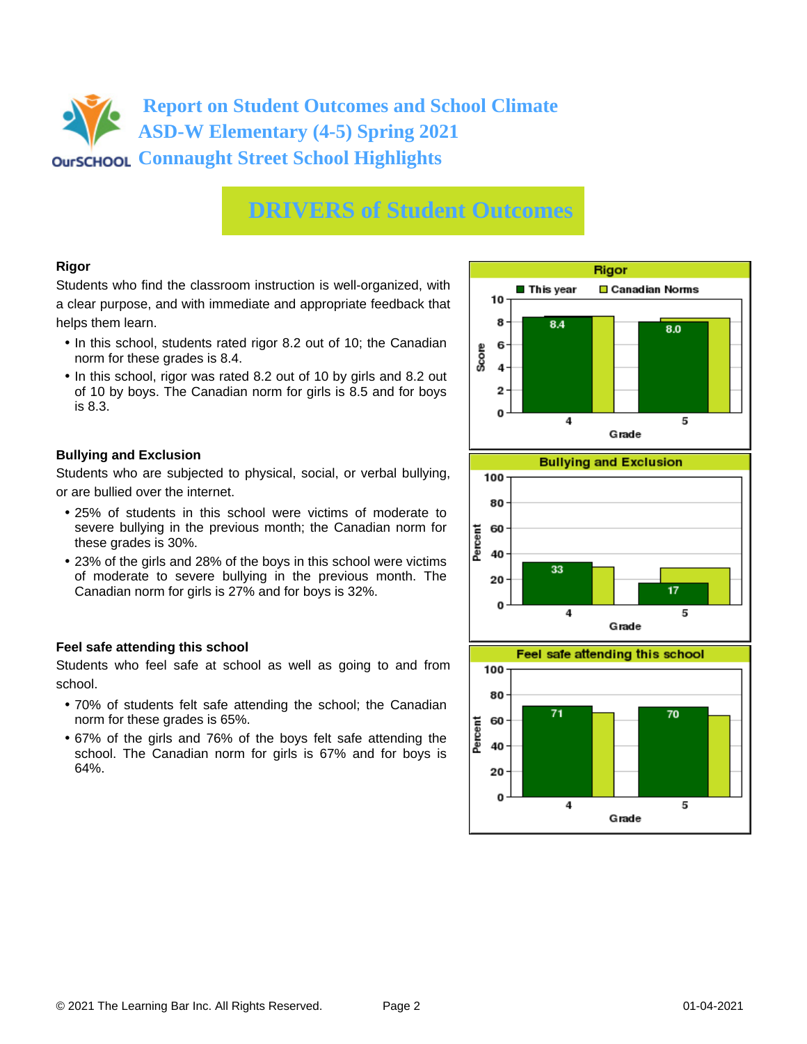# Report on Student Outcomes and School Climate
## ASD-W Elementary (4-5) Spring 2021
## Connaught Street School Highlights

OurSCHOOL

## DRIVERS of Student Outcomes

### Rigor

Students who find the classroom instruction is well-organized, with a clear purpose, and with immediate and appropriate feedback that helps them learn.

- In this school, students rated rigor 8.2 out of 10; the Canadian norm for these grades is 8.4.
- In this school, rigor was rated 8.2 out of 10 by girls and 8.2 out of 10 by boys. The Canadian norm for girls is 8.5 and for boys is 8.3.

Rigor
This year
Canadian Norms
Score
10
8
6
4
2
0
8.4
8.0
4
5
Grade

### Bullying and Exclusion

Students who are subjected to physical, social, or verbal bullying, or are bullied over the internet.

- 25% of students in this school were victims of moderate to severe bullying in the previous month; the Canadian norm for these grades is 30%.
- 23% of the girls and 28% of the boys in this school were victims of moderate to severe bullying in the previous month. The Canadian norm for girls is 27% and for boys is 32%.

Bullying and Exclusion
Percent
100
80
60
40
20
0
33
17
4
5
Grade

### Feel safe attending this school

Students who feel safe at school as well as going to and from school.

- 70% of students felt safe attending the school; the Canadian norm for these grades is 65%.
- 67% of the girls and 76% of the boys felt safe attending the school. The Canadian norm for girls is 67% and for boys is 64%.

Feel safe attending this school
Percent
100
80
60
40
20
0
71
70
4
5
Grade

© 2021 The Learning Bar Inc. All Rights Reserved.

01-04-2021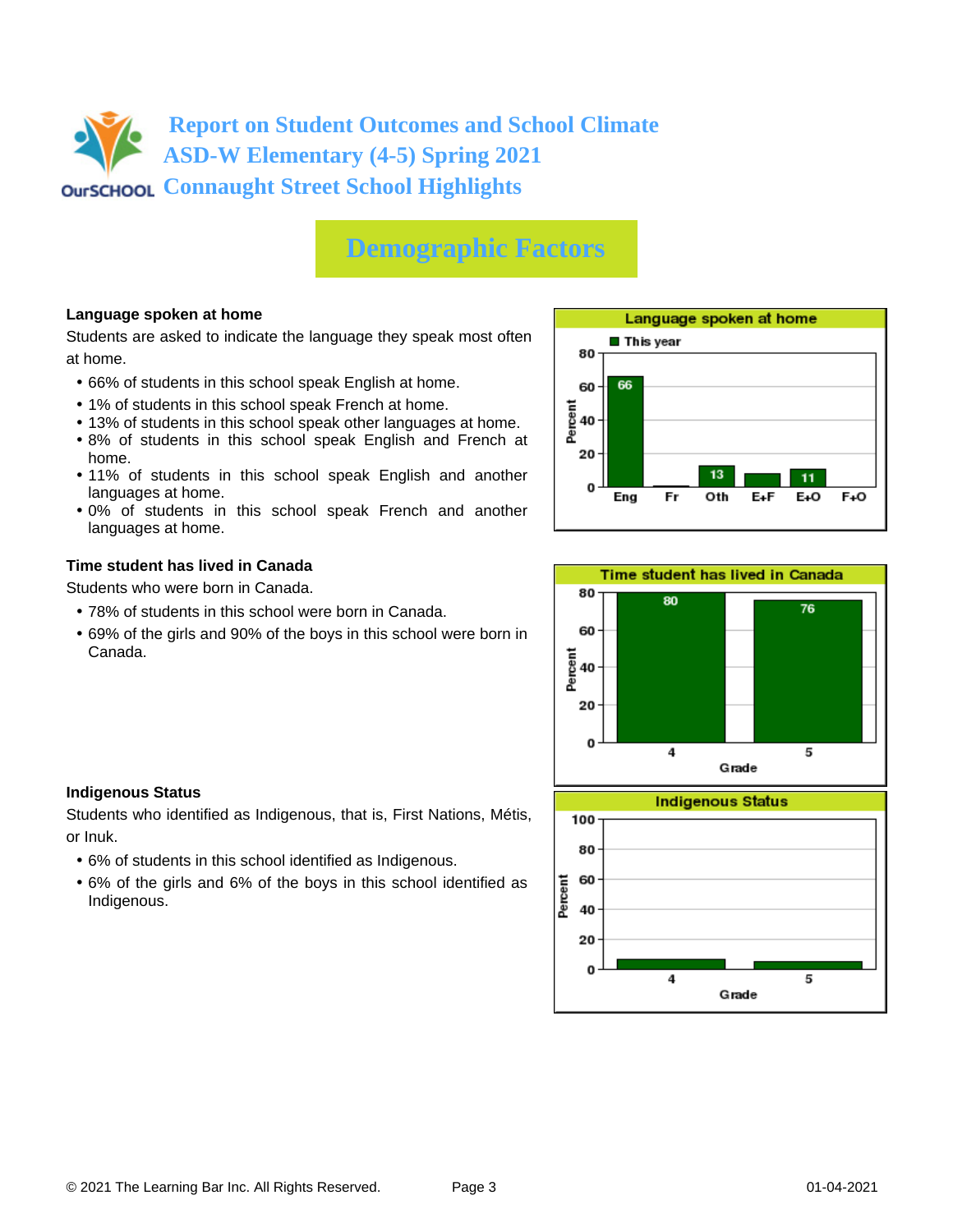# Report on Student Outcomes and School Climate
# ASD-W Elementary (4-5) Spring 2021
# Connaught Street School Highlights

## Demographic Factors

### Language spoken at home

Students are asked to indicate the language they speak most often at home.

- 66% of students in this school speak English at home.
- 1% of students in this school speak French at home.
- 13% of students in this school speak other languages at home.
- 8% of students in this school speak English and French at home.
- 11% of students in this school speak English and another languages at home.
- 0% of students in this school speak French and another languages at home.

Language spoken at home

This year

Percent

80
60
40
20
0

66
13
11

Eng Fr Oth E+F E+O F+O

### Time student has lived in Canada

Students who were born in Canada.

- 78% of students in this school were born in Canada.
- 69% of the girls and 90% of the boys in this school were born in Canada.

Time student has lived in Canada

Percent

80
60
40
20
0

80
76

4 5

Grade

### Indigenous Status

Students who identified as Indigenous, that is, First Nations, Métis, or Inuk.

- 6% of students in this school identified as Indigenous.
- 6% of the girls and 6% of the boys in this school identified as Indigenous.

Indigenous Status

Percent

100
80
60
40
20
0

4 5

Grade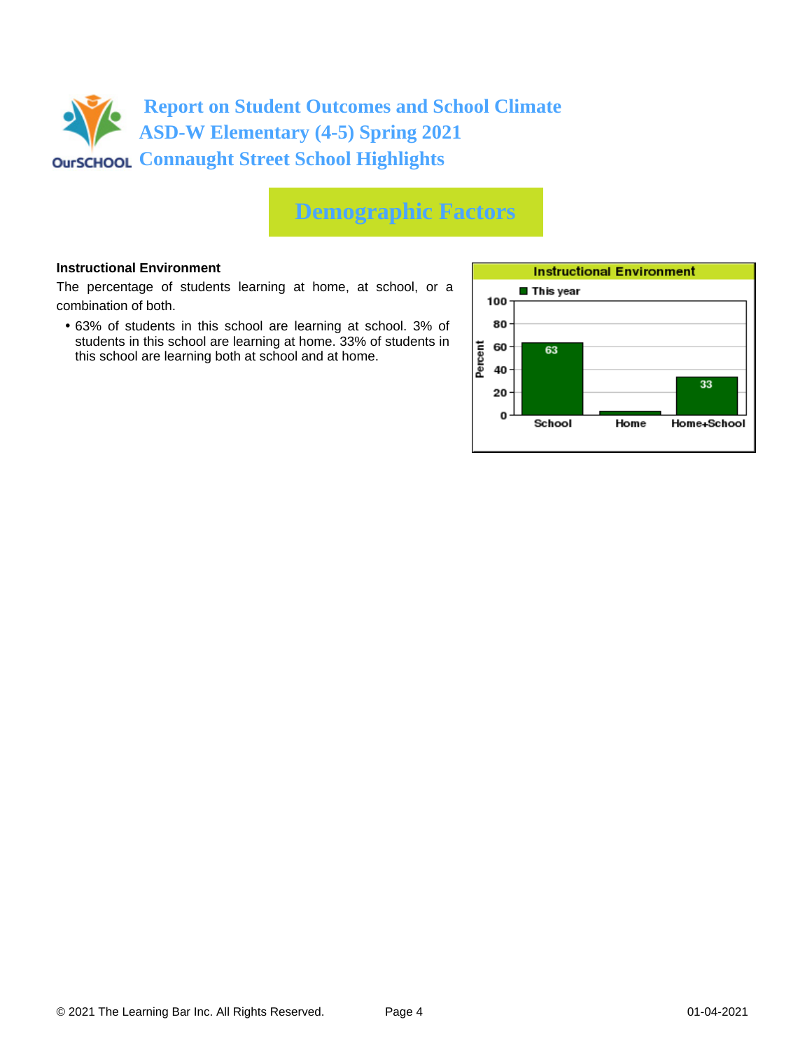# Report on Student Outcomes and School Climate
## ASD-W Elementary (4-5) Spring 2021
## Connaught Street School Highlights

## Demographic Factors

**Instructional Environment**

The percentage of students learning at home, at school, or a combination of both.

- 63% of students in this school are learning at school. 3% of students in this school are learning at home. 33% of students in this school are learning both at school and at home.

Instructional Environment

This year

Percent

100
80
60
40
20
0

63
33

School
Home
Home+School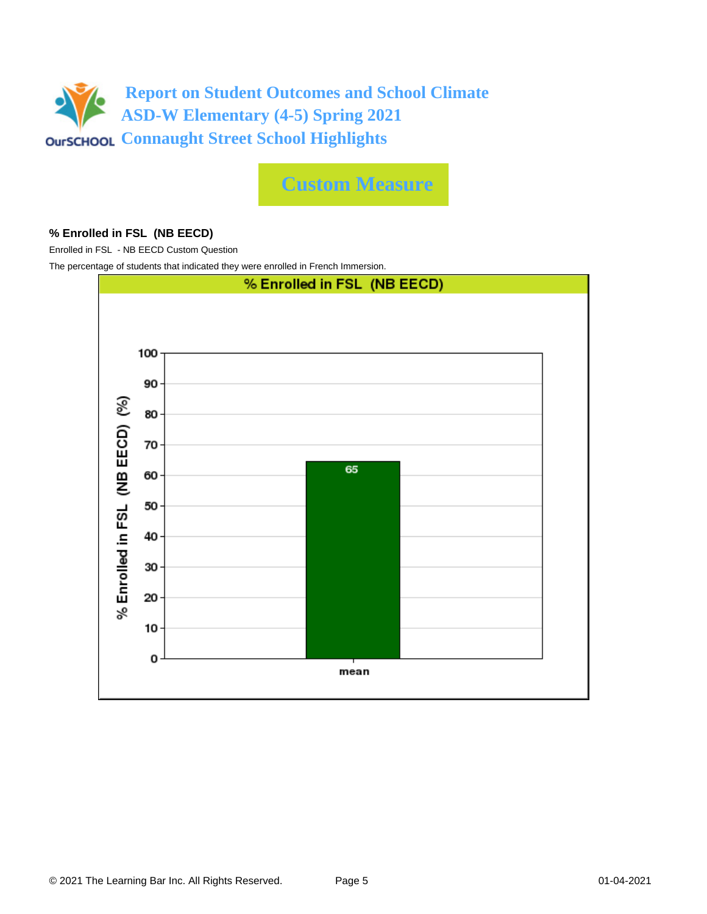# Report on Student Outcomes and School Climate
## ASD-W Elementary (4-5) Spring 2021
## Connaught Street School Highlights

## Custom Measure

**% Enrolled in FSL (NB EECD)**

Enrolled in FSL - NB EECD Custom Question

The percentage of students that indicated they were enrolled in French Immersion.

% Enrolled in FSL (NB EECD)

% Enrolled in FSL (NB EECD) (%)

100
90
80
70
60
50
40
30
20
10
0

65

mean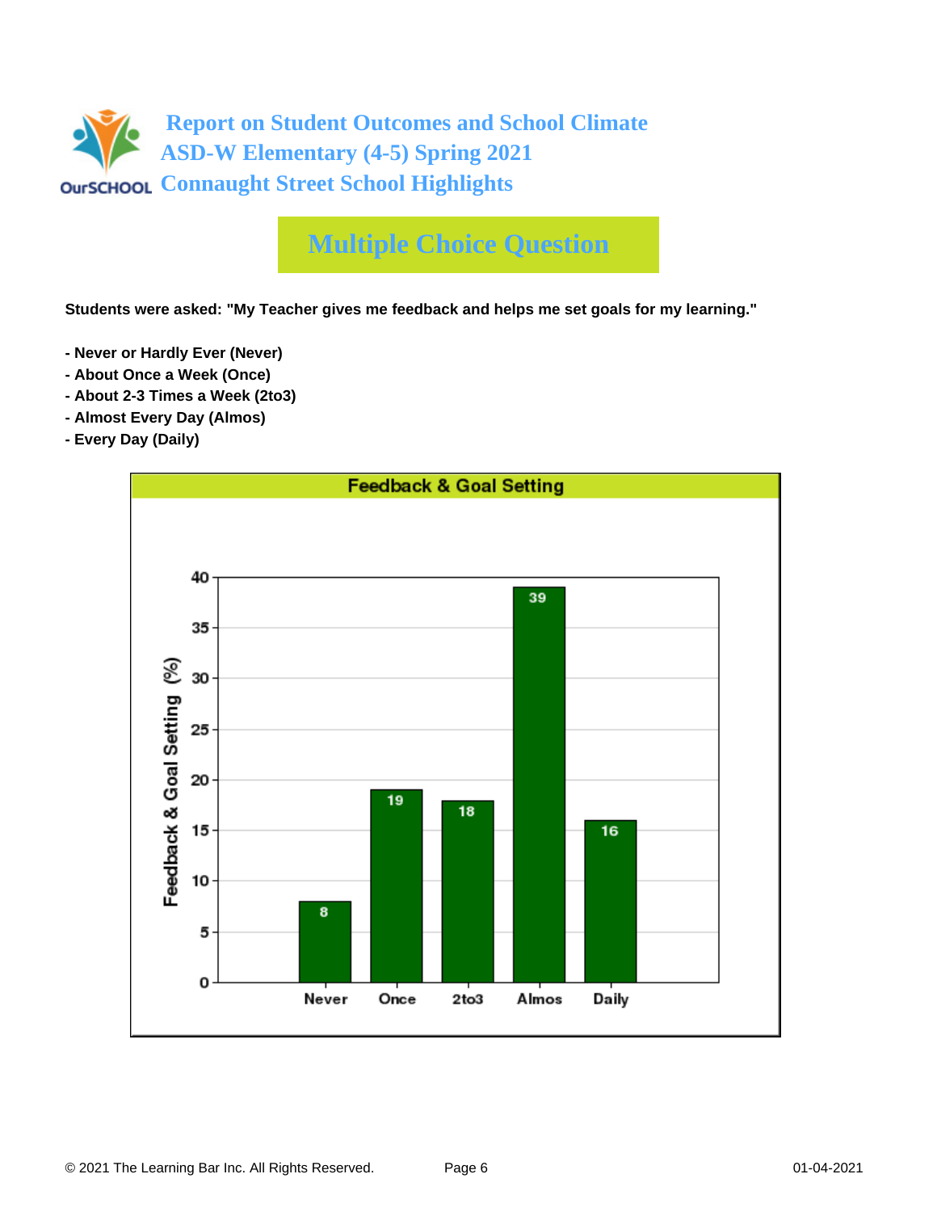# Report on Student Outcomes and School Climate
# ASD-W Elementary (4-5) Spring 2021
# Connaught Street School Highlights

## Multiple Choice Question

**Students were asked: "My Teacher gives me feedback and helps me set goals for my learning."**

- **Never or Hardly Ever (Never)**
- **About Once a Week (Once)**
- **About 2-3 Times a Week (2to3)**
- **Almost Every Day (Almos)**
- **Every Day (Daily)**

**Feedback & Goal Setting**

Feedback & Goal Setting (%)

0
5
10
15
20
25
30
35
40

8
19
18
39
16

Never
Once
2to3
Almos
Daily

© 2021 The Learning Bar Inc. All Rights Reserved.

01-04-2021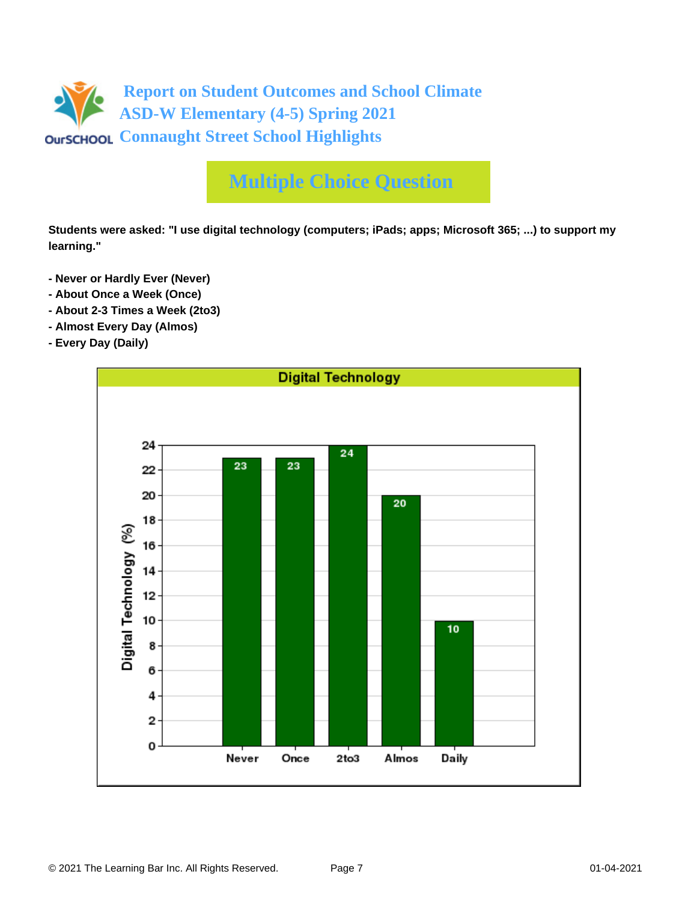# Report on Student Outcomes and School Climate
## ASD-W Elementary (4-5) Spring 2021
## Connaught Street School Highlights

OurSCHOOL

## Multiple Choice Question

**Students were asked: "I use digital technology (computers; iPads; apps; Microsoft 365; ...) to support my learning."**

**- Never or Hardly Ever (Never)**
**- About Once a Week (Once)**
**- About 2-3 Times a Week (2to3)**
**- Almost Every Day (Almos)**
**- Every Day (Daily)**

Digital Technology

Digital Technology (%)

0
2
4
6
8
10
12
14
16
18
20
22
24

Never
23

Once
23

2to3
24

Almos
20

Daily
10